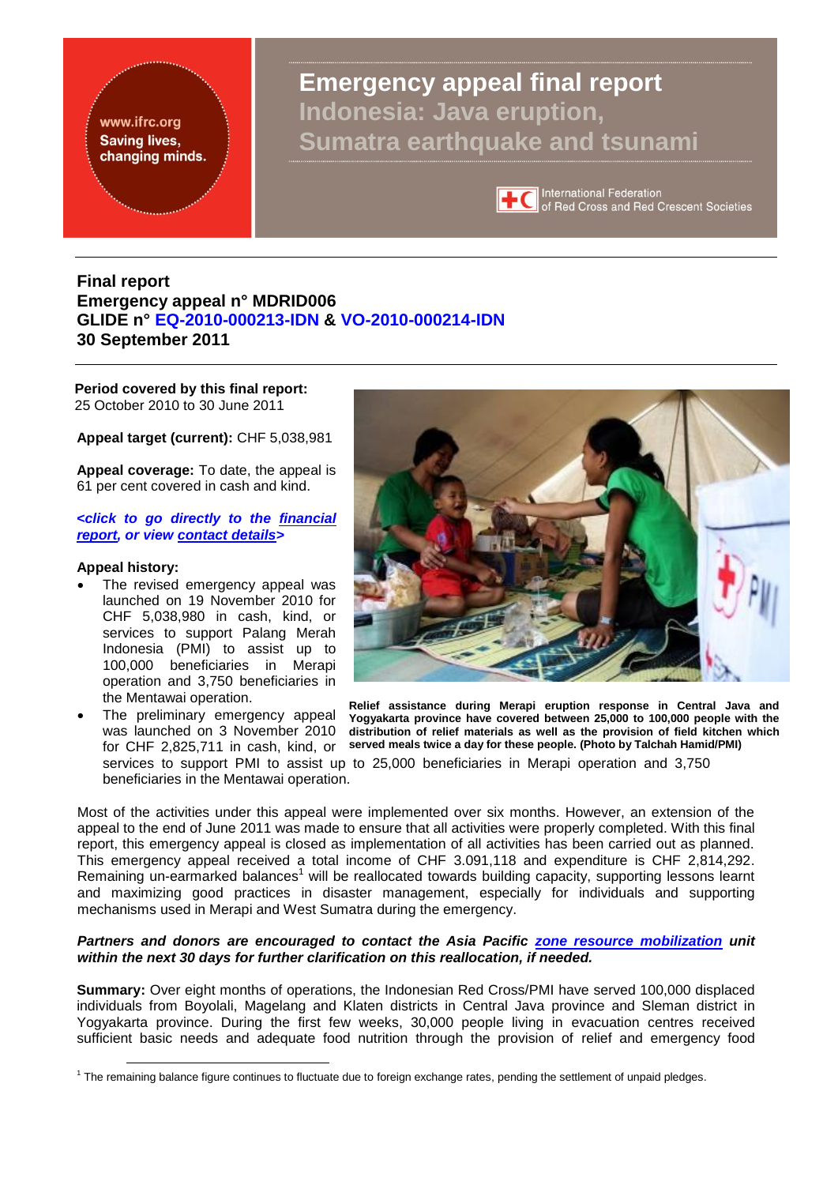# Emergency appeal final report

## Indonesia: Java eruption, Sumatra earthquake and tsunami

www.ifrc.org
Saving lives, changing minds.

International Federation of Red Cross and Red Crescent Societies

**Final report**
**Emergency appeal n° MDRID006**
**GLIDE n° EQ-2010-000213-IDN & VO-2010-000214-IDN**
**30 September 2011**

**Period covered by this final report:**
25 October 2010 to 30 June 2011

**Appeal target (current):** CHF 5,038,981

**Appeal coverage:** To date, the appeal is 61 per cent covered in cash and kind.

***<click to go directly to the financial report, or view contact details>***

**Appeal history:**

- The revised emergency appeal was launched on 19 November 2010 for CHF 5,038,980 in cash, kind, or services to support Palang Merah Indonesia (PMI) to assist up to 100,000 beneficiaries in Merapi operation and 3,750 beneficiaries in the Mentawai operation.
- The preliminary emergency appeal was launched on 3 November 2010 for CHF 2,825,711 in cash, kind, or services to support PMI to assist up to 25,000 beneficiaries in Merapi operation and 3,750 beneficiaries in the Mentawai operation.

**Relief assistance during Merapi eruption response in Central Java and Yogyakarta province have covered between 25,000 to 100,000 people with the distribution of relief materials as well as the provision of field kitchen which served meals twice a day for these people. (Photo by Talchah Hamid/PMI)**

Most of the activities under this appeal were implemented over six months. However, an extension of the appeal to the end of June 2011 was made to ensure that all activities were properly completed. With this final report, this emergency appeal is closed as implementation of all activities has been carried out as planned. This emergency appeal received a total income of CHF 3.091,118 and expenditure is CHF 2,814,292. Remaining un-earmarked balances[1] will be reallocated towards building capacity, supporting lessons learnt and maximizing good practices in disaster management, especially for individuals and supporting mechanisms used in Merapi and West Sumatra during the emergency.

***Partners and donors are encouraged to contact the Asia Pacific zone resource mobilization unit within the next 30 days for further clarification on this reallocation, if needed.***

**Summary:** Over eight months of operations, the Indonesian Red Cross/PMI have served 100,000 displaced individuals from Boyolali, Magelang and Klaten districts in Central Java province and Sleman district in Yogyakarta province. During the first few weeks, 30,000 people living in evacuation centres received sufficient basic needs and adequate food nutrition through the provision of relief and emergency food

[1] The remaining balance figure continues to fluctuate due to foreign exchange rates, pending the settlement of unpaid pledges.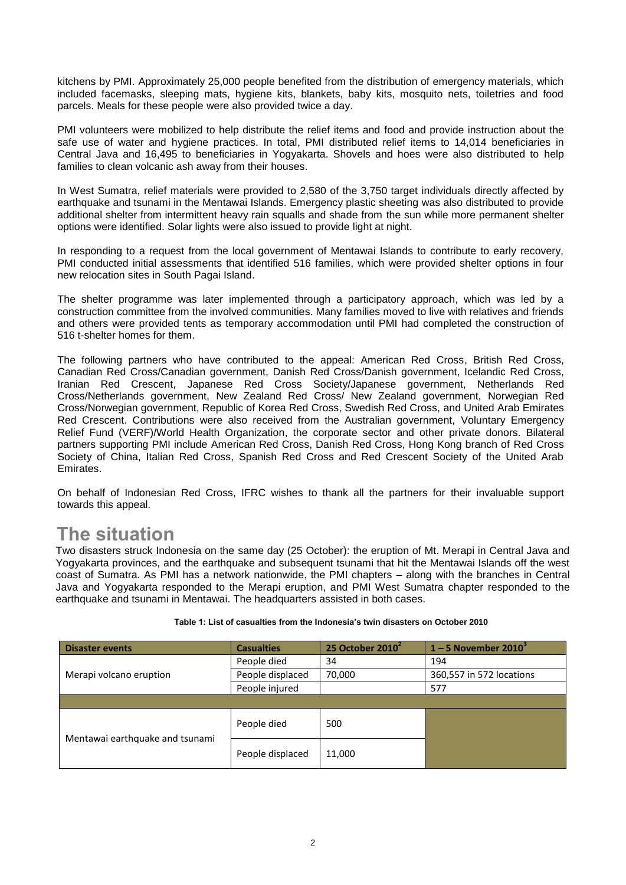kitchens by PMI. Approximately 25,000 people benefited from the distribution of emergency materials, which included facemasks, sleeping mats, hygiene kits, blankets, baby kits, mosquito nets, toiletries and food parcels. Meals for these people were also provided twice a day.

PMI volunteers were mobilized to help distribute the relief items and food and provide instruction about the safe use of water and hygiene practices. In total, PMI distributed relief items to 14,014 beneficiaries in Central Java and 16,495 to beneficiaries in Yogyakarta. Shovels and hoes were also distributed to help families to clean volcanic ash away from their houses.

In West Sumatra, relief materials were provided to 2,580 of the 3,750 target individuals directly affected by earthquake and tsunami in the Mentawai Islands. Emergency plastic sheeting was also distributed to provide additional shelter from intermittent heavy rain squalls and shade from the sun while more permanent shelter options were identified. Solar lights were also issued to provide light at night.

In responding to a request from the local government of Mentawai Islands to contribute to early recovery, PMI conducted initial assessments that identified 516 families, which were provided shelter options in four new relocation sites in South Pagai Island.

The shelter programme was later implemented through a participatory approach, which was led by a construction committee from the involved communities. Many families moved to live with relatives and friends and others were provided tents as temporary accommodation until PMI had completed the construction of 516 t-shelter homes for them.

The following partners who have contributed to the appeal: American Red Cross, British Red Cross, Canadian Red Cross/Canadian government, Danish Red Cross/Danish government, Icelandic Red Cross, Iranian Red Crescent, Japanese Red Cross Society/Japanese government, Netherlands Red Cross/Netherlands government, New Zealand Red Cross/ New Zealand government, Norwegian Red Cross/Norwegian government, Republic of Korea Red Cross, Swedish Red Cross, and United Arab Emirates Red Crescent. Contributions were also received from the Australian government, Voluntary Emergency Relief Fund (VERF)/World Health Organization, the corporate sector and other private donors. Bilateral partners supporting PMI include American Red Cross, Danish Red Cross, Hong Kong branch of Red Cross Society of China, Italian Red Cross, Spanish Red Cross and Red Crescent Society of the United Arab Emirates.

On behalf of Indonesian Red Cross, IFRC wishes to thank all the partners for their invaluable support towards this appeal.

# The situation

Two disasters struck Indonesia on the same day (25 October): the eruption of Mt. Merapi in Central Java and Yogyakarta provinces, and the earthquake and subsequent tsunami that hit the Mentawai Islands off the west coast of Sumatra. As PMI has a network nationwide, the PMI chapters – along with the branches in Central Java and Yogyakarta responded to the Merapi eruption, and PMI West Sumatra chapter responded to the earthquake and tsunami in Mentawai. The headquarters assisted in both cases.

**Table 1: List of casualties from the Indonesia's twin disasters on October 2010**

| Disaster events | Casualties | 25 October 2010[2] | 1 – 5 November 2010[3] |
|---|---|---|---|
| Merapi volcano eruption | People died | 34 | 194 |
| | People displaced | 70,000 | 360,557 in 572 locations |
| | People injured | | 577 |
| | | | |
| Mentawai earthquake and tsunami | People died | 500 | |
| | People displaced | 11,000 | |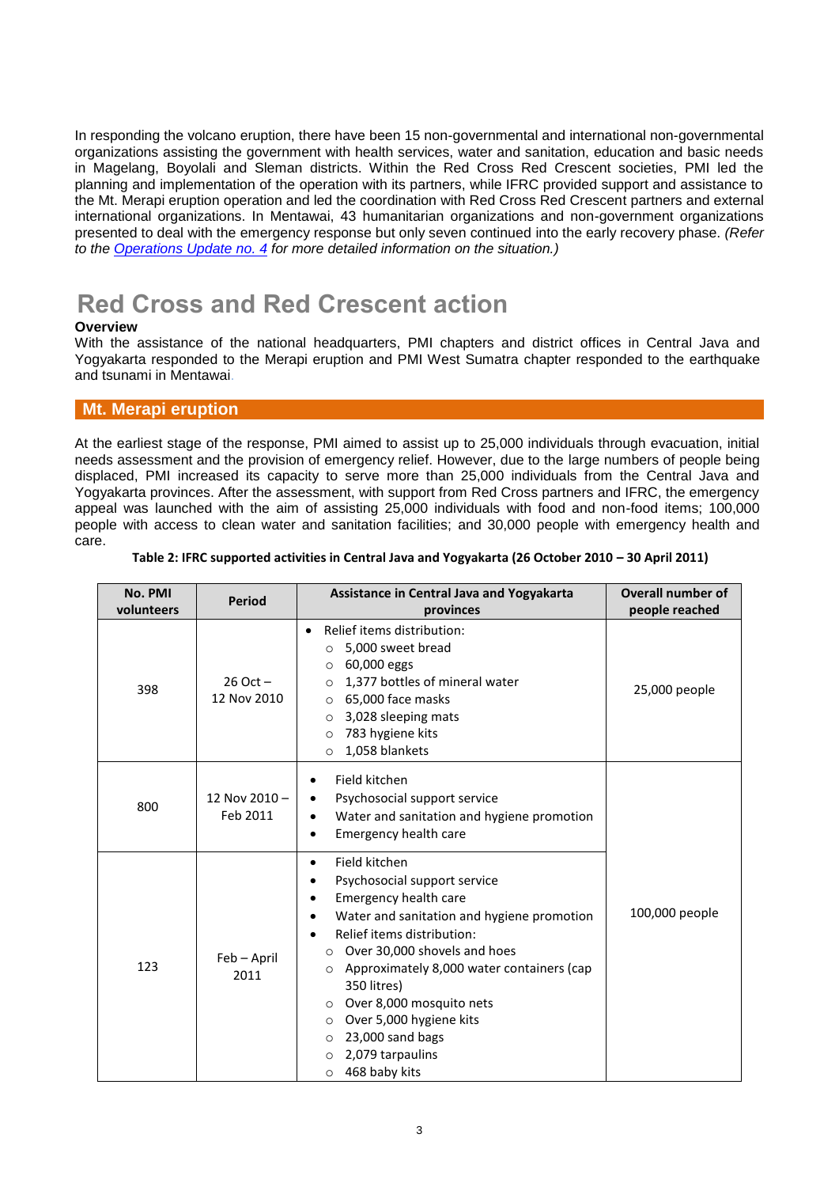In responding the volcano eruption, there have been 15 non-governmental and international non-governmental organizations assisting the government with health services, water and sanitation, education and basic needs in Magelang, Boyolali and Sleman districts. Within the Red Cross Red Crescent societies, PMI led the planning and implementation of the operation with its partners, while IFRC provided support and assistance to the Mt. Merapi eruption operation and led the coordination with Red Cross Red Crescent partners and external international organizations. In Mentawai, 43 humanitarian organizations and non-government organizations presented to deal with the emergency response but only seven continued into the early recovery phase. *(Refer to the Operations Update no. 4 for more detailed information on the situation.)*

# Red Cross and Red Crescent action

**Overview**

With the assistance of the national headquarters, PMI chapters and district offices in Central Java and Yogyakarta responded to the Merapi eruption and PMI West Sumatra chapter responded to the earthquake and tsunami in Mentawai.

## Mt. Merapi eruption

At the earliest stage of the response, PMI aimed to assist up to 25,000 individuals through evacuation, initial needs assessment and the provision of emergency relief. However, due to the large numbers of people being displaced, PMI increased its capacity to serve more than 25,000 individuals from the Central Java and Yogyakarta provinces. After the assessment, with support from Red Cross partners and IFRC, the emergency appeal was launched with the aim of assisting 25,000 individuals with food and non-food items; 100,000 people with access to clean water and sanitation facilities; and 30,000 people with emergency health and care.

**Table 2: IFRC supported activities in Central Java and Yogyakarta (26 October 2010 – 30 April 2011)**

| No. PMI volunteers | Period | Assistance in Central Java and Yogyakarta provinces | Overall number of people reached |
|---|---|---|---|
| 398 | 26 Oct – 12 Nov 2010 | • Relief items distribution:<br>○ 5,000 sweet bread<br>○ 60,000 eggs<br>○ 1,377 bottles of mineral water<br>○ 65,000 face masks<br>○ 3,028 sleeping mats<br>○ 783 hygiene kits<br>○ 1,058 blankets | 25,000 people |
| 800 | 12 Nov 2010 – Feb 2011 | • Field kitchen<br>• Psychosocial support service<br>• Water and sanitation and hygiene promotion<br>• Emergency health care | 100,000 people |
| 123 | Feb – April 2011 | • Field kitchen<br>• Psychosocial support service<br>• Emergency health care<br>• Water and sanitation and hygiene promotion<br>• Relief items distribution:<br>○ Over 30,000 shovels and hoes<br>○ Approximately 8,000 water containers (cap 350 litres)<br>○ Over 8,000 mosquito nets<br>○ Over 5,000 hygiene kits<br>○ 23,000 sand bags<br>○ 2,079 tarpaulins<br>○ 468 baby kits | |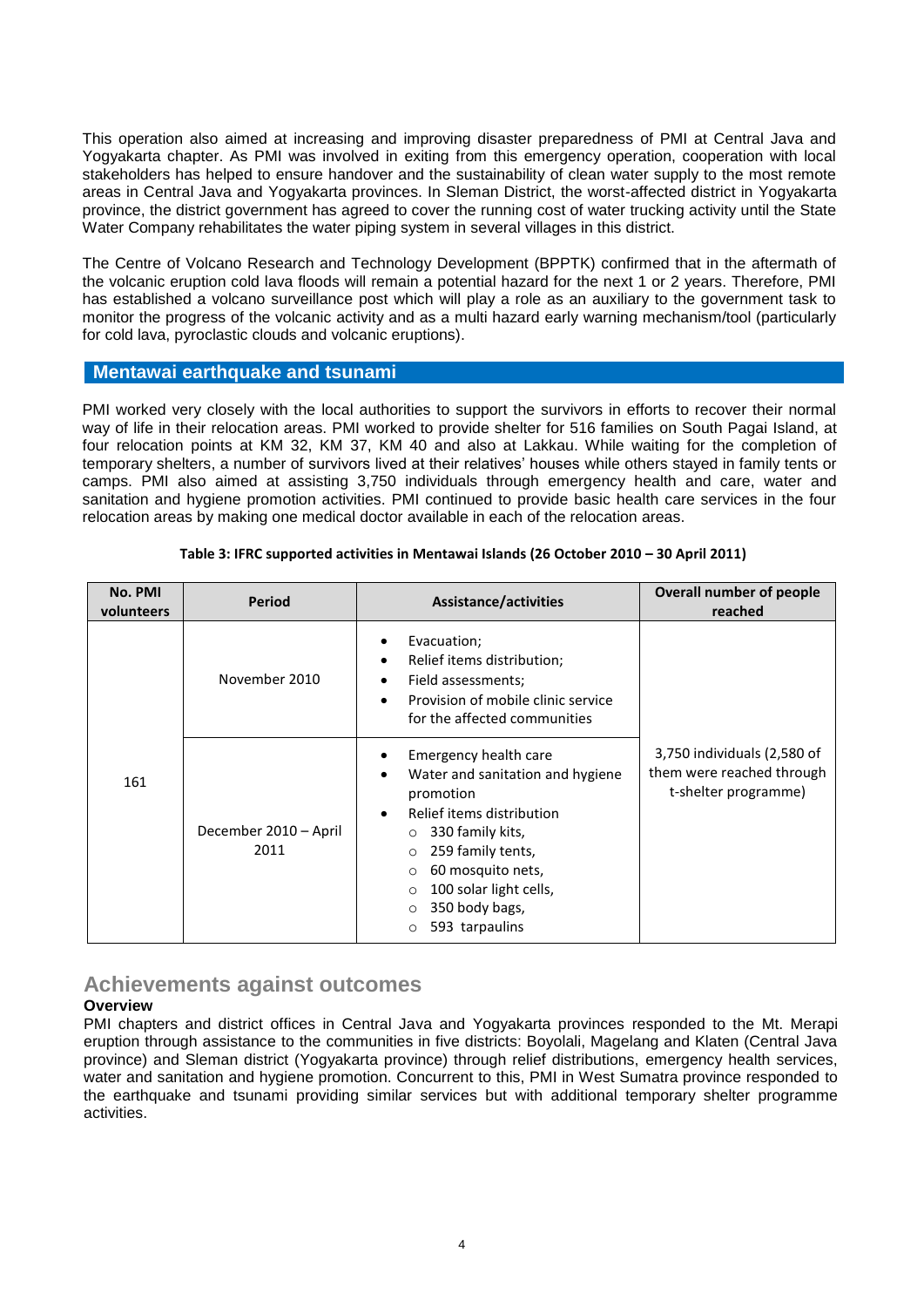This operation also aimed at increasing and improving disaster preparedness of PMI at Central Java and Yogyakarta chapter. As PMI was involved in exiting from this emergency operation, cooperation with local stakeholders has helped to ensure handover and the sustainability of clean water supply to the most remote areas in Central Java and Yogyakarta provinces. In Sleman District, the worst-affected district in Yogyakarta province, the district government has agreed to cover the running cost of water trucking activity until the State Water Company rehabilitates the water piping system in several villages in this district.

The Centre of Volcano Research and Technology Development (BPPTK) confirmed that in the aftermath of the volcanic eruption cold lava floods will remain a potential hazard for the next 1 or 2 years. Therefore, PMI has established a volcano surveillance post which will play a role as an auxiliary to the government task to monitor the progress of the volcanic activity and as a multi hazard early warning mechanism/tool (particularly for cold lava, pyroclastic clouds and volcanic eruptions).

## Mentawai earthquake and tsunami

PMI worked very closely with the local authorities to support the survivors in efforts to recover their normal way of life in their relocation areas. PMI worked to provide shelter for 516 families on South Pagai Island, at four relocation points at KM 32, KM 37, KM 40 and also at Lakkau. While waiting for the completion of temporary shelters, a number of survivors lived at their relatives' houses while others stayed in family tents or camps. PMI also aimed at assisting 3,750 individuals through emergency health and care, water and sanitation and hygiene promotion activities. PMI continued to provide basic health care services in the four relocation areas by making one medical doctor available in each of the relocation areas.

**Table 3: IFRC supported activities in Mentawai Islands (26 October 2010 – 30 April 2011)**

| No. PMI volunteers | Period | Assistance/activities | Overall number of people reached |
|---|---|---|---|
| 161 | November 2010 | • Evacuation;<br>• Relief items distribution;<br>• Field assessments;<br>• Provision of mobile clinic service for the affected communities | 3,750 individuals (2,580 of them were reached through t-shelter programme) |
| | December 2010 – April 2011 | • Emergency health care<br>• Water and sanitation and hygiene promotion<br>• Relief items distribution<br>  ○ 330 family kits,<br>  ○ 259 family tents,<br>  ○ 60 mosquito nets,<br>  ○ 100 solar light cells,<br>  ○ 350 body bags,<br>  ○ 593 tarpaulins | |

## Achievements against outcomes

### Overview

PMI chapters and district offices in Central Java and Yogyakarta provinces responded to the Mt. Merapi eruption through assistance to the communities in five districts: Boyolali, Magelang and Klaten (Central Java province) and Sleman district (Yogyakarta province) through relief distributions, emergency health services, water and sanitation and hygiene promotion. Concurrent to this, PMI in West Sumatra province responded to the earthquake and tsunami providing similar services but with additional temporary shelter programme activities.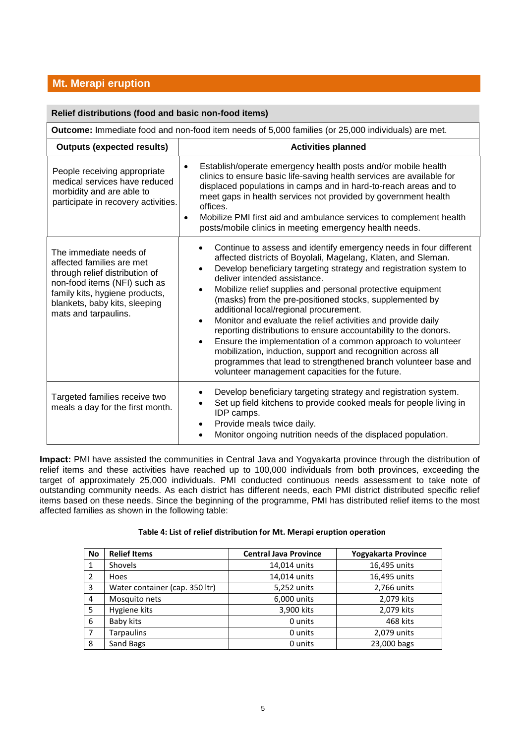## Mt. Merapi eruption

### Relief distributions (food and basic non-food items)

**Outcome:** Immediate food and non-food item needs of 5,000 families (or 25,000 individuals) are met.

| Outputs (expected results) | Activities planned |
|---|---|
| People receiving appropriate medical services have reduced morbidity and are able to participate in recovery activities. | • Establish/operate emergency health posts and/or mobile health clinics to ensure basic life-saving health services are available for displaced populations in camps and in hard-to-reach areas and to meet gaps in health services not provided by government health offices.<br>• Mobilize PMI first aid and ambulance services to complement health posts/mobile clinics in meeting emergency health needs. |
| The immediate needs of affected families are met through relief distribution of non-food items (NFI) such as family kits, hygiene products, blankets, baby kits, sleeping mats and tarpaulins. | • Continue to assess and identify emergency needs in four different affected districts of Boyolali, Magelang, Klaten, and Sleman.<br>• Develop beneficiary targeting strategy and registration system to deliver intended assistance.<br>• Mobilize relief supplies and personal protective equipment (masks) from the pre-positioned stocks, supplemented by additional local/regional procurement.<br>• Monitor and evaluate the relief activities and provide daily reporting distributions to ensure accountability to the donors.<br>• Ensure the implementation of a common approach to volunteer mobilization, induction, support and recognition across all programmes that lead to strengthened branch volunteer base and volunteer management capacities for the future. |
| Targeted families receive two meals a day for the first month. | • Develop beneficiary targeting strategy and registration system.<br>• Set up field kitchens to provide cooked meals for people living in IDP camps.<br>• Provide meals twice daily.<br>• Monitor ongoing nutrition needs of the displaced population. |

**Impact:** PMI have assisted the communities in Central Java and Yogyakarta province through the distribution of relief items and these activities have reached up to 100,000 individuals from both provinces, exceeding the target of approximately 25,000 individuals. PMI conducted continuous needs assessment to take note of outstanding community needs. As each district has different needs, each PMI district distributed specific relief items based on these needs. Since the beginning of the programme, PMI has distributed relief items to the most affected families as shown in the following table:

**Table 4: List of relief distribution for Mt. Merapi eruption operation**

| No | Relief Items | Central Java Province | Yogyakarta Province |
|---|---|---|---|
| 1 | Shovels | 14,014 units | 16,495 units |
| 2 | Hoes | 14,014 units | 16,495 units |
| 3 | Water container (cap. 350 ltr) | 5,252 units | 2,766 units |
| 4 | Mosquito nets | 6,000 units | 2,079 kits |
| 5 | Hygiene kits | 3,900 kits | 2,079 kits |
| 6 | Baby kits | 0 units | 468 kits |
| 7 | Tarpaulins | 0 units | 2,079 units |
| 8 | Sand Bags | 0 units | 23,000 bags |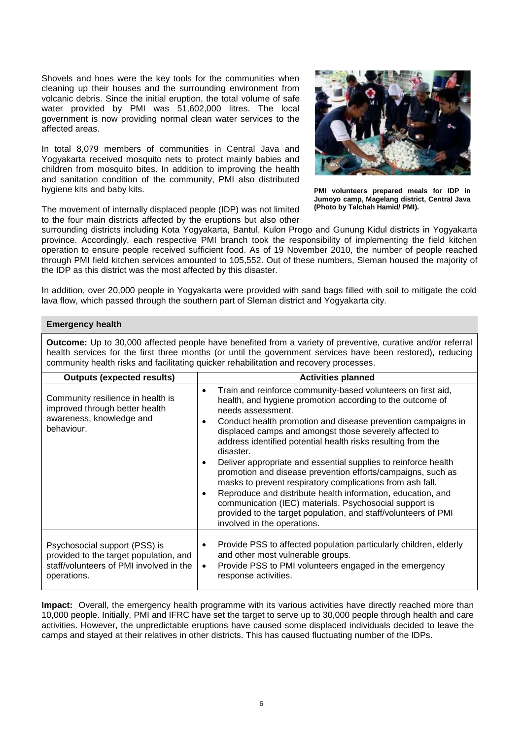Shovels and hoes were the key tools for the communities when cleaning up their houses and the surrounding environment from volcanic debris. Since the initial eruption, the total volume of safe water provided by PMI was 51,602,000 litres. The local government is now providing normal clean water services to the affected areas.

In total 8,079 members of communities in Central Java and Yogyakarta received mosquito nets to protect mainly babies and children from mosquito bites. In addition to improving the health and sanitation condition of the community, PMI also distributed hygiene kits and baby kits.

**PMI volunteers prepared meals for IDP in Jumoyo camp, Magelang district, Central Java (Photo by Talchah Hamid/ PMI).**

The movement of internally displaced people (IDP) was not limited to the four main districts affected by the eruptions but also other surrounding districts including Kota Yogyakarta, Bantul, Kulon Progo and Gunung Kidul districts in Yogyakarta province. Accordingly, each respective PMI branch took the responsibility of implementing the field kitchen operation to ensure people received sufficient food. As of 19 November 2010, the number of people reached through PMI field kitchen services amounted to 105,552. Out of these numbers, Sleman housed the majority of the IDP as this district was the most affected by this disaster.

In addition, over 20,000 people in Yogyakarta were provided with sand bags filled with soil to mitigate the cold lava flow, which passed through the southern part of Sleman district and Yogyakarta city.

### Emergency health

**Outcome:** Up to 30,000 affected people have benefited from a variety of preventive, curative and/or referral health services for the first three months (or until the government services have been restored), reducing community health risks and facilitating quicker rehabilitation and recovery processes.

| Outputs (expected results) | Activities planned |
|---|---|
| Community resilience in health is improved through better health awareness, knowledge and behaviour. | • Train and reinforce community-based volunteers on first aid, health, and hygiene promotion according to the outcome of needs assessment.<br>• Conduct health promotion and disease prevention campaigns in displaced camps and amongst those severely affected to address identified potential health risks resulting from the disaster.<br>• Deliver appropriate and essential supplies to reinforce health promotion and disease prevention efforts/campaigns, such as masks to prevent respiratory complications from ash fall.<br>• Reproduce and distribute health information, education, and communication (IEC) materials. Psychosocial support is provided to the target population, and staff/volunteers of PMI involved in the operations. |
| Psychosocial support (PSS) is provided to the target population, and staff/volunteers of PMI involved in the operations. | • Provide PSS to affected population particularly children, elderly and other most vulnerable groups.<br>• Provide PSS to PMI volunteers engaged in the emergency response activities. |

**Impact:** Overall, the emergency health programme with its various activities have directly reached more than 10,000 people. Initially, PMI and IFRC have set the target to serve up to 30,000 people through health and care activities. However, the unpredictable eruptions have caused some displaced individuals decided to leave the camps and stayed at their relatives in other districts. This has caused fluctuating number of the IDPs.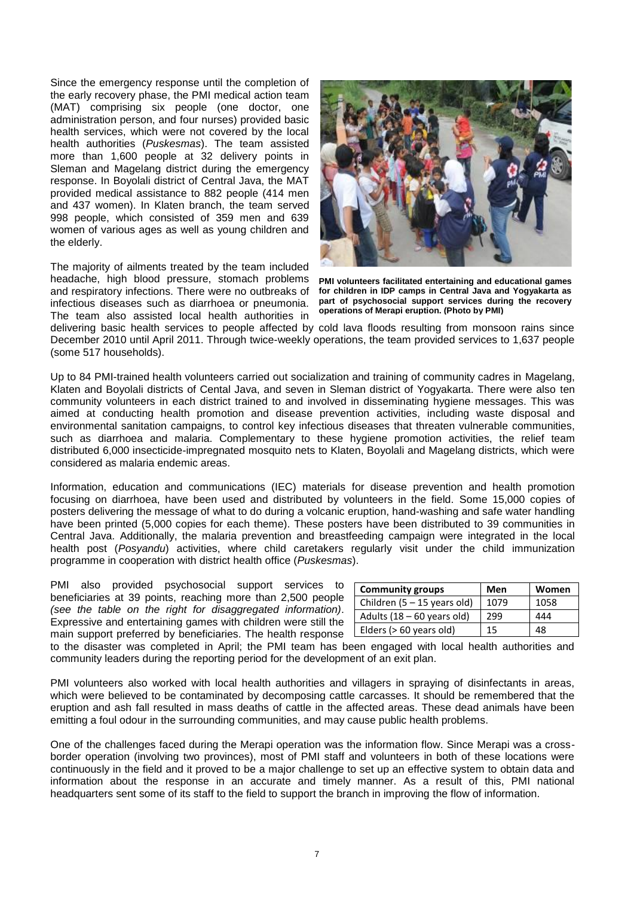Since the emergency response until the completion of the early recovery phase, the PMI medical action team (MAT) comprising six people (one doctor, one administration person, and four nurses) provided basic health services, which were not covered by the local health authorities (*Puskesmas*). The team assisted more than 1,600 people at 32 delivery points in Sleman and Magelang district during the emergency response. In Boyolali district of Central Java, the MAT provided medical assistance to 882 people (414 men and 437 women). In Klaten branch, the team served 998 people, which consisted of 359 men and 639 women of various ages as well as young children and the elderly.

**PMI volunteers facilitated entertaining and educational games for children in IDP camps in Central Java and Yogyakarta as part of psychosocial support services during the recovery operations of Merapi eruption. (Photo by PMI)**

The majority of ailments treated by the team included headache, high blood pressure, stomach problems and respiratory infections. There were no outbreaks of infectious diseases such as diarrhoea or pneumonia. The team also assisted local health authorities in delivering basic health services to people affected by cold lava floods resulting from monsoon rains since December 2010 until April 2011. Through twice-weekly operations, the team provided services to 1,637 people (some 517 households).

Up to 84 PMI-trained health volunteers carried out socialization and training of community cadres in Magelang, Klaten and Boyolali districts of Cental Java, and seven in Sleman district of Yogyakarta. There were also ten community volunteers in each district trained to and involved in disseminating hygiene messages. This was aimed at conducting health promotion and disease prevention activities, including waste disposal and environmental sanitation campaigns, to control key infectious diseases that threaten vulnerable communities, such as diarrhoea and malaria. Complementary to these hygiene promotion activities, the relief team distributed 6,000 insecticide-impregnated mosquito nets to Klaten, Boyolali and Magelang districts, which were considered as malaria endemic areas.

Information, education and communications (IEC) materials for disease prevention and health promotion focusing on diarrhoea, have been used and distributed by volunteers in the field. Some 15,000 copies of posters delivering the message of what to do during a volcanic eruption, hand-washing and safe water handling have been printed (5,000 copies for each theme). These posters have been distributed to 39 communities in Central Java. Additionally, the malaria prevention and breastfeeding campaign were integrated in the local health post (*Posyandu*) activities, where child caretakers regularly visit under the child immunization programme in cooperation with district health office (*Puskesmas*).

PMI also provided psychosocial support services to beneficiaries at 39 points, reaching more than 2,500 people *(see the table on the right for disaggregated information)*. Expressive and entertaining games with children were still the main support preferred by beneficiaries. The health response to the disaster was completed in April; the PMI team has been engaged with local health authorities and community leaders during the reporting period for the development of an exit plan.

| Community groups | Men | Women |
|---|---|---|
| Children (5 – 15 years old) | 1079 | 1058 |
| Adults (18 – 60 years old) | 299 | 444 |
| Elders (> 60 years old) | 15 | 48 |

PMI volunteers also worked with local health authorities and villagers in spraying of disinfectants in areas, which were believed to be contaminated by decomposing cattle carcasses. It should be remembered that the eruption and ash fall resulted in mass deaths of cattle in the affected areas. These dead animals have been emitting a foul odour in the surrounding communities, and may cause public health problems.

One of the challenges faced during the Merapi operation was the information flow. Since Merapi was a cross-border operation (involving two provinces), most of PMI staff and volunteers in both of these locations were continuously in the field and it proved to be a major challenge to set up an effective system to obtain data and information about the response in an accurate and timely manner. As a result of this, PMI national headquarters sent some of its staff to the field to support the branch in improving the flow of information.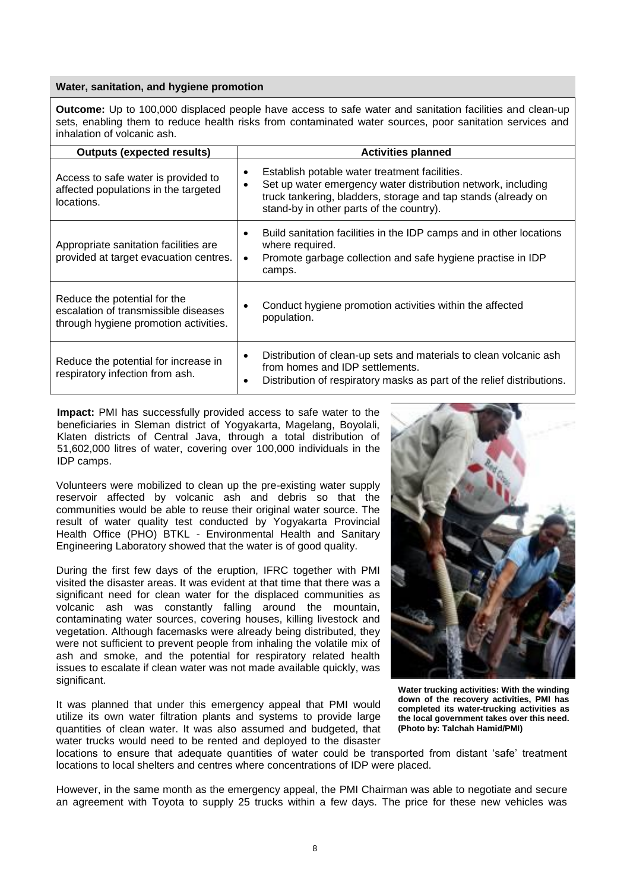**Water, sanitation, and hygiene promotion**

**Outcome:** Up to 100,000 displaced people have access to safe water and sanitation facilities and clean-up sets, enabling them to reduce health risks from contaminated water sources, poor sanitation services and inhalation of volcanic ash.

| Outputs (expected results) | Activities planned |
|---|---|
| Access to safe water is provided to affected populations in the targeted locations. | • Establish potable water treatment facilities.<br>• Set up water emergency water distribution network, including truck tankering, bladders, storage and tap stands (already on stand-by in other parts of the country). |
| Appropriate sanitation facilities are provided at target evacuation centres. | • Build sanitation facilities in the IDP camps and in other locations where required.<br>• Promote garbage collection and safe hygiene practise in IDP camps. |
| Reduce the potential for the escalation of transmissible diseases through hygiene promotion activities. | • Conduct hygiene promotion activities within the affected population. |
| Reduce the potential for increase in respiratory infection from ash. | • Distribution of clean-up sets and materials to clean volcanic ash from homes and IDP settlements.<br>• Distribution of respiratory masks as part of the relief distributions. |

**Impact:** PMI has successfully provided access to safe water to the beneficiaries in Sleman district of Yogyakarta, Magelang, Boyolali, Klaten districts of Central Java, through a total distribution of 51,602,000 litres of water, covering over 100,000 individuals in the IDP camps.

Volunteers were mobilized to clean up the pre-existing water supply reservoir affected by volcanic ash and debris so that the communities would be able to reuse their original water source. The result of water quality test conducted by Yogyakarta Provincial Health Office (PHO) BTKL - Environmental Health and Sanitary Engineering Laboratory showed that the water is of good quality.

During the first few days of the eruption, IFRC together with PMI visited the disaster areas. It was evident at that time that there was a significant need for clean water for the displaced communities as volcanic ash was constantly falling around the mountain, contaminating water sources, covering houses, killing livestock and vegetation. Although facemasks were already being distributed, they were not sufficient to prevent people from inhaling the volatile mix of ash and smoke, and the potential for respiratory related health issues to escalate if clean water was not made available quickly, was significant.

**Water trucking activities: With the winding down of the recovery activities, PMI has completed its water-trucking activities as the local government takes over this need. (Photo by: Talchah Hamid/PMI)**

It was planned that under this emergency appeal that PMI would utilize its own water filtration plants and systems to provide large quantities of clean water. It was also assumed and budgeted, that water trucks would need to be rented and deployed to the disaster locations to ensure that adequate quantities of water could be transported from distant 'safe' treatment locations to local shelters and centres where concentrations of IDP were placed.

However, in the same month as the emergency appeal, the PMI Chairman was able to negotiate and secure an agreement with Toyota to supply 25 trucks within a few days. The price for these new vehicles was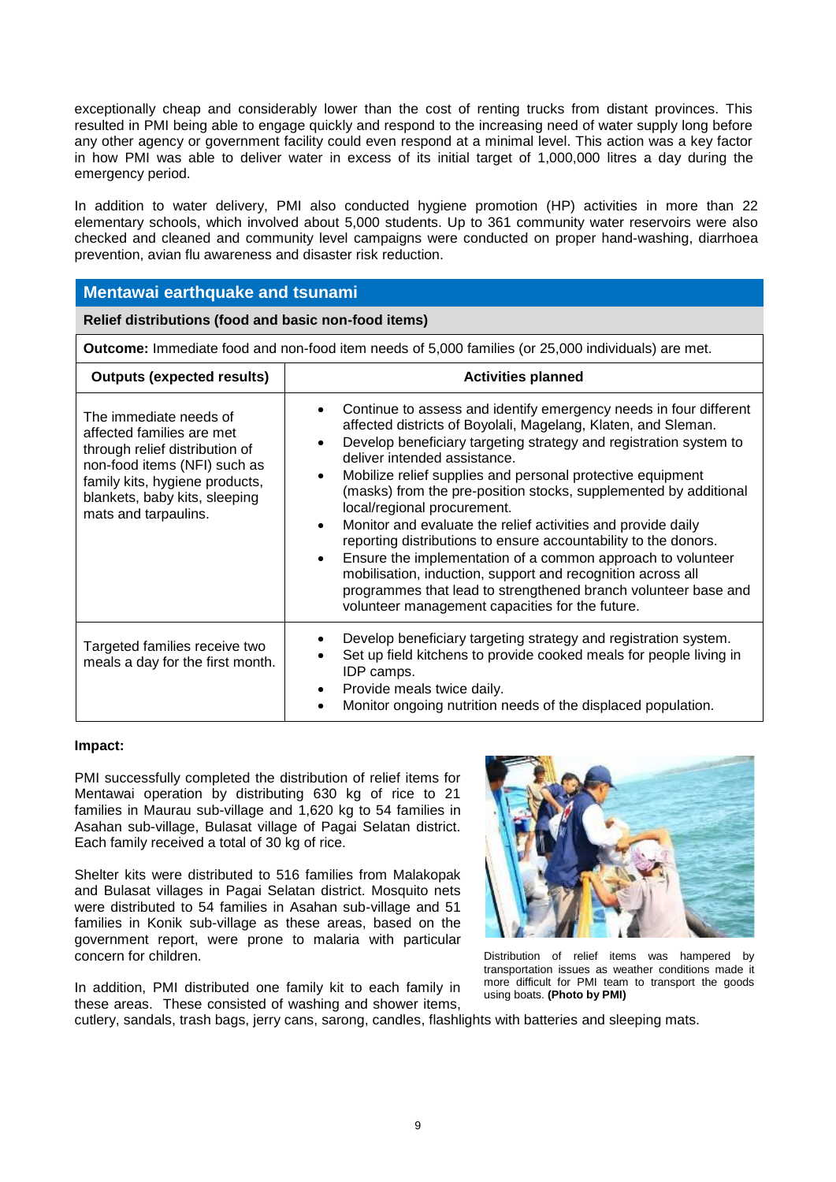exceptionally cheap and considerably lower than the cost of renting trucks from distant provinces. This resulted in PMI being able to engage quickly and respond to the increasing need of water supply long before any other agency or government facility could even respond at a minimal level. This action was a key factor in how PMI was able to deliver water in excess of its initial target of 1,000,000 litres a day during the emergency period.

In addition to water delivery, PMI also conducted hygiene promotion (HP) activities in more than 22 elementary schools, which involved about 5,000 students. Up to 361 community water reservoirs were also checked and cleaned and community level campaigns were conducted on proper hand-washing, diarrhoea prevention, avian flu awareness and disaster risk reduction.

## Mentawai earthquake and tsunami

**Relief distributions (food and basic non-food items)**

**Outcome:** Immediate food and non-food item needs of 5,000 families (or 25,000 individuals) are met.

| Outputs (expected results) | Activities planned |
| --- | --- |
| The immediate needs of affected families are met through relief distribution of non-food items (NFI) such as family kits, hygiene products, blankets, baby kits, sleeping mats and tarpaulins. | • Continue to assess and identify emergency needs in four different affected districts of Boyolali, Magelang, Klaten, and Sleman.<br>• Develop beneficiary targeting strategy and registration system to deliver intended assistance.<br>• Mobilize relief supplies and personal protective equipment (masks) from the pre-position stocks, supplemented by additional local/regional procurement.<br>• Monitor and evaluate the relief activities and provide daily reporting distributions to ensure accountability to the donors.<br>• Ensure the implementation of a common approach to volunteer mobilisation, induction, support and recognition across all programmes that lead to strengthened branch volunteer base and volunteer management capacities for the future. |
| Targeted families receive two meals a day for the first month. | • Develop beneficiary targeting strategy and registration system.<br>• Set up field kitchens to provide cooked meals for people living in IDP camps.<br>• Provide meals twice daily.<br>• Monitor ongoing nutrition needs of the displaced population. |

**Impact:**

PMI successfully completed the distribution of relief items for Mentawai operation by distributing 630 kg of rice to 21 families in Maurau sub-village and 1,620 kg to 54 families in Asahan sub-village, Bulasat village of Pagai Selatan district. Each family received a total of 30 kg of rice.

Shelter kits were distributed to 516 families from Malakopak and Bulasat villages in Pagai Selatan district. Mosquito nets were distributed to 54 families in Asahan sub-village and 51 families in Konik sub-village as these areas, based on the government report, were prone to malaria with particular concern for children.

Distribution of relief items was hampered by transportation issues as weather conditions made it more difficult for PMI team to transport the goods using boats. **(Photo by PMI)**

In addition, PMI distributed one family kit to each family in these areas. These consisted of washing and shower items, cutlery, sandals, trash bags, jerry cans, sarong, candles, flashlights with batteries and sleeping mats.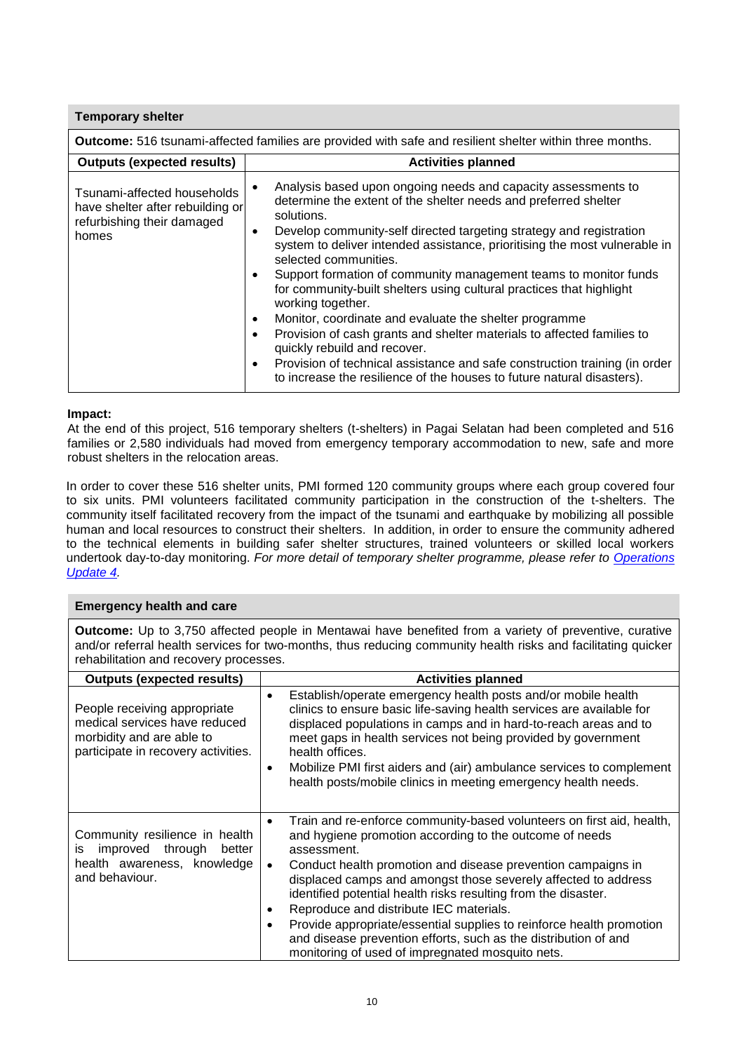| Temporary shelter | |
|---|---|
| **Outcome:** 516 tsunami-affected families are provided with safe and resilient shelter within three months. | |
| **Outputs (expected results)** | **Activities planned** |
| Tsunami-affected households have shelter after rebuilding or refurbishing their damaged homes | • Analysis based upon ongoing needs and capacity assessments to determine the extent of the shelter needs and preferred shelter solutions.<br>• Develop community-self directed targeting strategy and registration system to deliver intended assistance, prioritising the most vulnerable in selected communities.<br>• Support formation of community management teams to monitor funds for community-built shelters using cultural practices that highlight working together.<br>• Monitor, coordinate and evaluate the shelter programme<br>• Provision of cash grants and shelter materials to affected families to quickly rebuild and recover.<br>• Provision of technical assistance and safe construction training (in order to increase the resilience of the houses to future natural disasters). |

**Impact:**
At the end of this project, 516 temporary shelters (t-shelters) in Pagai Selatan had been completed and 516 families or 2,580 individuals had moved from emergency temporary accommodation to new, safe and more robust shelters in the relocation areas.

In order to cover these 516 shelter units, PMI formed 120 community groups where each group covered four to six units. PMI volunteers facilitated community participation in the construction of the t-shelters. The community itself facilitated recovery from the impact of the tsunami and earthquake by mobilizing all possible human and local resources to construct their shelters. In addition, in order to ensure the community adhered to the technical elements in building safer shelter structures, trained volunteers or skilled local workers undertook day-to-day monitoring. *For more detail of temporary shelter programme, please refer to [Operations Update 4](#).*

| Emergency health and care | |
|---|---|
| **Outcome:** Up to 3,750 affected people in Mentawai have benefited from a variety of preventive, curative and/or referral health services for two-months, thus reducing community health risks and facilitating quicker rehabilitation and recovery processes. | |
| **Outputs (expected results)** | **Activities planned** |
| People receiving appropriate medical services have reduced morbidity and are able to participate in recovery activities. | • Establish/operate emergency health posts and/or mobile health clinics to ensure basic life-saving health services are available for displaced populations in camps and in hard-to-reach areas and to meet gaps in health services not being provided by government health offices.<br>• Mobilize PMI first aiders and (air) ambulance services to complement health posts/mobile clinics in meeting emergency health needs. |
| Community resilience in health is improved through better health awareness, knowledge and behaviour. | • Train and re-enforce community-based volunteers on first aid, health, and hygiene promotion according to the outcome of needs assessment.<br>• Conduct health promotion and disease prevention campaigns in displaced camps and amongst those severely affected to address identified potential health risks resulting from the disaster.<br>• Reproduce and distribute IEC materials.<br>• Provide appropriate/essential supplies to reinforce health promotion and disease prevention efforts, such as the distribution of and monitoring of used of impregnated mosquito nets. |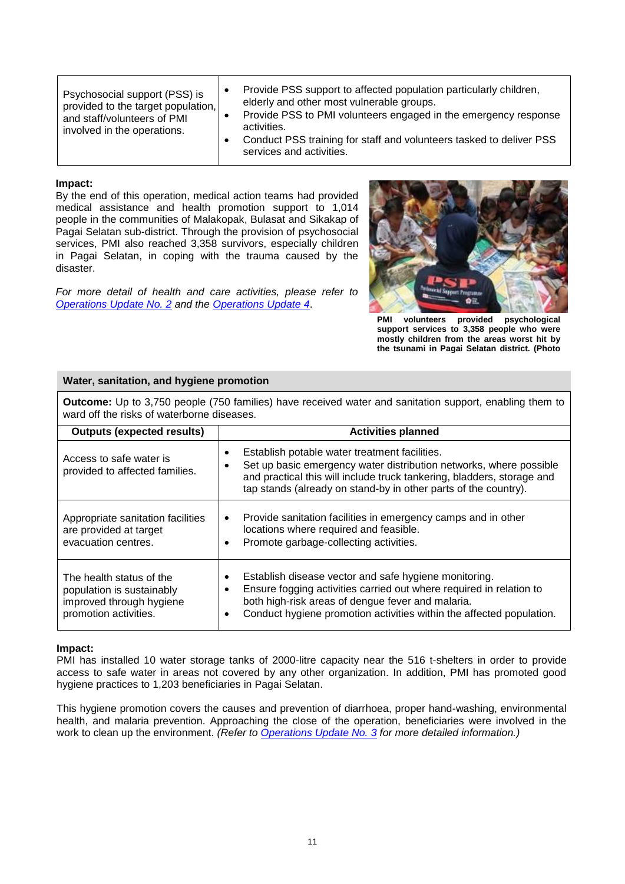| | |
|---|---|
| Psychosocial support (PSS) is provided to the target population, and staff/volunteers of PMI involved in the operations. | • Provide PSS support to affected population particularly children, elderly and other most vulnerable groups.<br>• Provide PSS to PMI volunteers engaged in the emergency response activities.<br>• Conduct PSS training for staff and volunteers tasked to deliver PSS services and activities. |

**Impact:**
By the end of this operation, medical action teams had provided medical assistance and health promotion support to 1,014 people in the communities of Malakopak, Bulasat and Sikakap of Pagai Selatan sub-district. Through the provision of psychosocial services, PMI also reached 3,358 survivors, especially children in Pagai Selatan, in coping with the trauma caused by the disaster.

*For more detail of health and care activities, please refer to [Operations Update No. 2] and the [Operations Update 4].*

**PMI volunteers provided psychological support services to 3,358 people who were mostly children from the areas worst hit by the tsunami in Pagai Selatan district. (Photo**

**Water, sanitation, and hygiene promotion**

**Outcome:** Up to 3,750 people (750 families) have received water and sanitation support, enabling them to ward off the risks of waterborne diseases.

| Outputs (expected results) | Activities planned |
|---|---|
| Access to safe water is provided to affected families. | • Establish potable water treatment facilities.<br>• Set up basic emergency water distribution networks, where possible and practical this will include truck tankering, bladders, storage and tap stands (already on stand-by in other parts of the country). |
| Appropriate sanitation facilities are provided at target evacuation centres. | • Provide sanitation facilities in emergency camps and in other locations where required and feasible.<br>• Promote garbage-collecting activities. |
| The health status of the population is sustainably improved through hygiene promotion activities. | • Establish disease vector and safe hygiene monitoring.<br>• Ensure fogging activities carried out where required in relation to both high-risk areas of dengue fever and malaria.<br>• Conduct hygiene promotion activities within the affected population. |

**Impact:**
PMI has installed 10 water storage tanks of 2000-litre capacity near the 516 t-shelters in order to provide access to safe water in areas not covered by any other organization. In addition, PMI has promoted good hygiene practices to 1,203 beneficiaries in Pagai Selatan.

This hygiene promotion covers the causes and prevention of diarrhoea, proper hand-washing, environmental health, and malaria prevention. Approaching the close of the operation, beneficiaries were involved in the work to clean up the environment. *(Refer to [Operations Update No. 3] for more detailed information.)*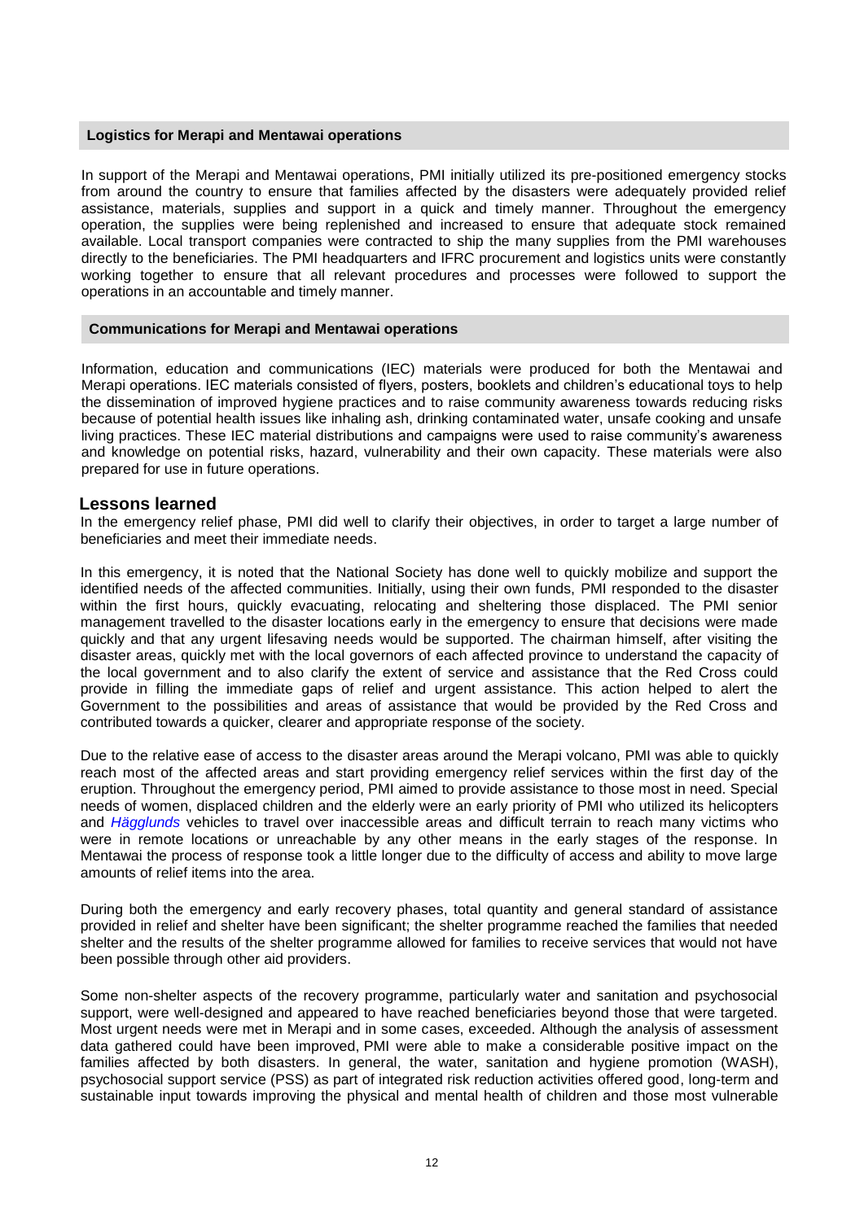### Logistics for Merapi and Mentawai operations

In support of the Merapi and Mentawai operations, PMI initially utilized its pre-positioned emergency stocks from around the country to ensure that families affected by the disasters were adequately provided relief assistance, materials, supplies and support in a quick and timely manner. Throughout the emergency operation, the supplies were being replenished and increased to ensure that adequate stock remained available. Local transport companies were contracted to ship the many supplies from the PMI warehouses directly to the beneficiaries. The PMI headquarters and IFRC procurement and logistics units were constantly working together to ensure that all relevant procedures and processes were followed to support the operations in an accountable and timely manner.

### Communications for Merapi and Mentawai operations

Information, education and communications (IEC) materials were produced for both the Mentawai and Merapi operations. IEC materials consisted of flyers, posters, booklets and children's educational toys to help the dissemination of improved hygiene practices and to raise community awareness towards reducing risks because of potential health issues like inhaling ash, drinking contaminated water, unsafe cooking and unsafe living practices. These IEC material distributions and campaigns were used to raise community's awareness and knowledge on potential risks, hazard, vulnerability and their own capacity. These materials were also prepared for use in future operations.

## Lessons learned

In the emergency relief phase, PMI did well to clarify their objectives, in order to target a large number of beneficiaries and meet their immediate needs.

In this emergency, it is noted that the National Society has done well to quickly mobilize and support the identified needs of the affected communities. Initially, using their own funds, PMI responded to the disaster within the first hours, quickly evacuating, relocating and sheltering those displaced. The PMI senior management travelled to the disaster locations early in the emergency to ensure that decisions were made quickly and that any urgent lifesaving needs would be supported. The chairman himself, after visiting the disaster areas, quickly met with the local governors of each affected province to understand the capacity of the local government and to also clarify the extent of service and assistance that the Red Cross could provide in filling the immediate gaps of relief and urgent assistance. This action helped to alert the Government to the possibilities and areas of assistance that would be provided by the Red Cross and contributed towards a quicker, clearer and appropriate response of the society.

Due to the relative ease of access to the disaster areas around the Merapi volcano, PMI was able to quickly reach most of the affected areas and start providing emergency relief services within the first day of the eruption. Throughout the emergency period, PMI aimed to provide assistance to those most in need. Special needs of women, displaced children and the elderly were an early priority of PMI who utilized its helicopters and *Hägglunds* vehicles to travel over inaccessible areas and difficult terrain to reach many victims who were in remote locations or unreachable by any other means in the early stages of the response. In Mentawai the process of response took a little longer due to the difficulty of access and ability to move large amounts of relief items into the area.

During both the emergency and early recovery phases, total quantity and general standard of assistance provided in relief and shelter have been significant; the shelter programme reached the families that needed shelter and the results of the shelter programme allowed for families to receive services that would not have been possible through other aid providers.

Some non-shelter aspects of the recovery programme, particularly water and sanitation and psychosocial support, were well-designed and appeared to have reached beneficiaries beyond those that were targeted. Most urgent needs were met in Merapi and in some cases, exceeded. Although the analysis of assessment data gathered could have been improved, PMI were able to make a considerable positive impact on the families affected by both disasters. In general, the water, sanitation and hygiene promotion (WASH), psychosocial support service (PSS) as part of integrated risk reduction activities offered good, long-term and sustainable input towards improving the physical and mental health of children and those most vulnerable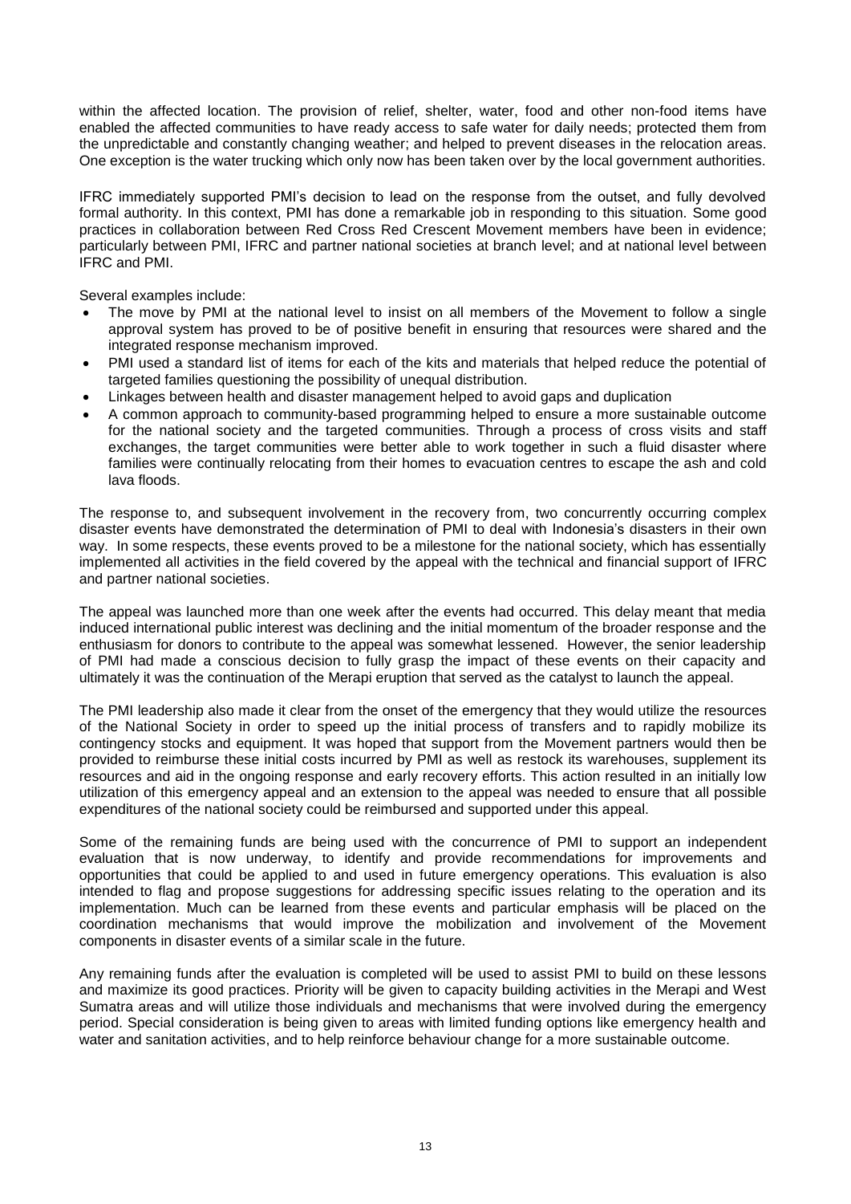within the affected location. The provision of relief, shelter, water, food and other non-food items have enabled the affected communities to have ready access to safe water for daily needs; protected them from the unpredictable and constantly changing weather; and helped to prevent diseases in the relocation areas. One exception is the water trucking which only now has been taken over by the local government authorities.

IFRC immediately supported PMI's decision to lead on the response from the outset, and fully devolved formal authority. In this context, PMI has done a remarkable job in responding to this situation. Some good practices in collaboration between Red Cross Red Crescent Movement members have been in evidence; particularly between PMI, IFRC and partner national societies at branch level; and at national level between IFRC and PMI.

Several examples include:

- The move by PMI at the national level to insist on all members of the Movement to follow a single approval system has proved to be of positive benefit in ensuring that resources were shared and the integrated response mechanism improved.
- PMI used a standard list of items for each of the kits and materials that helped reduce the potential of targeted families questioning the possibility of unequal distribution.
- Linkages between health and disaster management helped to avoid gaps and duplication
- A common approach to community-based programming helped to ensure a more sustainable outcome for the national society and the targeted communities. Through a process of cross visits and staff exchanges, the target communities were better able to work together in such a fluid disaster where families were continually relocating from their homes to evacuation centres to escape the ash and cold lava floods.

The response to, and subsequent involvement in the recovery from, two concurrently occurring complex disaster events have demonstrated the determination of PMI to deal with Indonesia's disasters in their own way. In some respects, these events proved to be a milestone for the national society, which has essentially implemented all activities in the field covered by the appeal with the technical and financial support of IFRC and partner national societies.

The appeal was launched more than one week after the events had occurred. This delay meant that media induced international public interest was declining and the initial momentum of the broader response and the enthusiasm for donors to contribute to the appeal was somewhat lessened. However, the senior leadership of PMI had made a conscious decision to fully grasp the impact of these events on their capacity and ultimately it was the continuation of the Merapi eruption that served as the catalyst to launch the appeal.

The PMI leadership also made it clear from the onset of the emergency that they would utilize the resources of the National Society in order to speed up the initial process of transfers and to rapidly mobilize its contingency stocks and equipment. It was hoped that support from the Movement partners would then be provided to reimburse these initial costs incurred by PMI as well as restock its warehouses, supplement its resources and aid in the ongoing response and early recovery efforts. This action resulted in an initially low utilization of this emergency appeal and an extension to the appeal was needed to ensure that all possible expenditures of the national society could be reimbursed and supported under this appeal.

Some of the remaining funds are being used with the concurrence of PMI to support an independent evaluation that is now underway, to identify and provide recommendations for improvements and opportunities that could be applied to and used in future emergency operations. This evaluation is also intended to flag and propose suggestions for addressing specific issues relating to the operation and its implementation. Much can be learned from these events and particular emphasis will be placed on the coordination mechanisms that would improve the mobilization and involvement of the Movement components in disaster events of a similar scale in the future.

Any remaining funds after the evaluation is completed will be used to assist PMI to build on these lessons and maximize its good practices. Priority will be given to capacity building activities in the Merapi and West Sumatra areas and will utilize those individuals and mechanisms that were involved during the emergency period. Special consideration is being given to areas with limited funding options like emergency health and water and sanitation activities, and to help reinforce behaviour change for a more sustainable outcome.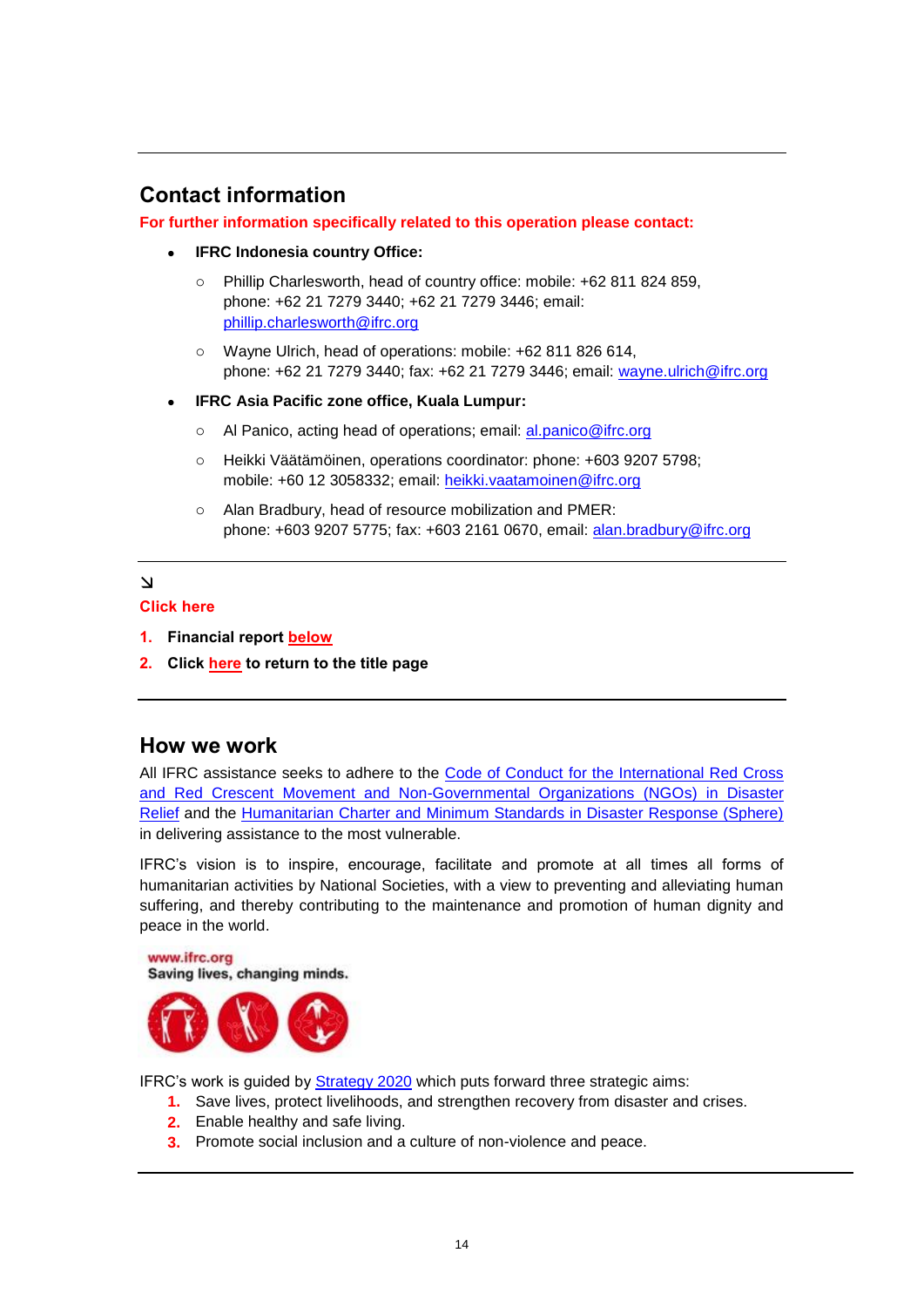## Contact information

**For further information specifically related to this operation please contact:**

- **IFRC Indonesia country Office:**
  - Phillip Charlesworth, head of country office: mobile: +62 811 824 859, phone: +62 21 7279 3440; +62 21 7279 3446; email: phillip.charlesworth@ifrc.org
  - Wayne Ulrich, head of operations: mobile: +62 811 826 614, phone: +62 21 7279 3440; fax: +62 21 7279 3446; email: wayne.ulrich@ifrc.org
- **IFRC Asia Pacific zone office, Kuala Lumpur:**
  - Al Panico, acting head of operations; email: al.panico@ifrc.org
  - Heikki Väätämöinen, operations coordinator: phone: +603 9207 5798; mobile: +60 12 3058332; email: heikki.vaatamoinen@ifrc.org
  - Alan Bradbury, head of resource mobilization and PMER: phone: +603 9207 5775; fax: +603 2161 0670, email: alan.bradbury@ifrc.org

↘

**Click here**

1. **Financial report below**
2. **Click here to return to the title page**

## How we work

All IFRC assistance seeks to adhere to the Code of Conduct for the International Red Cross and Red Crescent Movement and Non-Governmental Organizations (NGOs) in Disaster Relief and the Humanitarian Charter and Minimum Standards in Disaster Response (Sphere) in delivering assistance to the most vulnerable.

IFRC's vision is to inspire, encourage, facilitate and promote at all times all forms of humanitarian activities by National Societies, with a view to preventing and alleviating human suffering, and thereby contributing to the maintenance and promotion of human dignity and peace in the world.

www.ifrc.org
Saving lives, changing minds.

IFRC's work is guided by Strategy 2020 which puts forward three strategic aims:

1. Save lives, protect livelihoods, and strengthen recovery from disaster and crises.
2. Enable healthy and safe living.
3. Promote social inclusion and a culture of non-violence and peace.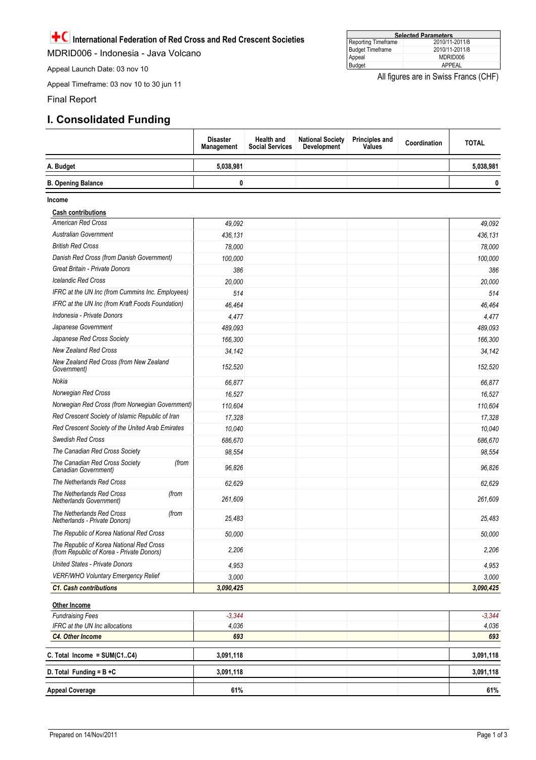# International Federation of Red Cross and Red Crescent Societies

MDRID006 - Indonesia - Java Volcano

Appeal Launch Date: 03 nov 10

Appeal Timeframe: 03 nov 10 to 30 jun 11

Final Report

| Selected Parameters | |
|---|---|
| Reporting Timeframe | 2010/11-2011/8 |
| Budget Timeframe | 2010/11-2011/8 |
| Appeal | MDRID006 |
| Budget | APPEAL |

All figures are in Swiss Francs (CHF)

## I. Consolidated Funding

| | Disaster Management | Health and Social Services | National Society Development | Principles and Values | Coordination | TOTAL |
|---|---|---|---|---|---|---|
| **A. Budget** | **5,038,981** | | | | | **5,038,981** |
| **B. Opening Balance** | **0** | | | | | **0** |
| **Income** | | | | | | |
| **Cash contributions** | | | | | | |
| *American Red Cross* | *49,092* | | | | | *49,092* |
| *Australian Government* | *436,131* | | | | | *436,131* |
| *British Red Cross* | *78,000* | | | | | *78,000* |
| *Danish Red Cross (from Danish Government)* | *100,000* | | | | | *100,000* |
| *Great Britain - Private Donors* | *386* | | | | | *386* |
| *Icelandic Red Cross* | *20,000* | | | | | *20,000* |
| *IFRC at the UN Inc (from Cummins Inc. Employees)* | *514* | | | | | *514* |
| *IFRC at the UN Inc (from Kraft Foods Foundation)* | *46,464* | | | | | *46,464* |
| *Indonesia - Private Donors* | *4,477* | | | | | *4,477* |
| *Japanese Government* | *489,093* | | | | | *489,093* |
| *Japanese Red Cross Society* | *166,300* | | | | | *166,300* |
| *New Zealand Red Cross* | *34,142* | | | | | *34,142* |
| *New Zealand Red Cross (from New Zealand Government)* | *152,520* | | | | | *152,520* |
| *Nokia* | *66,877* | | | | | *66,877* |
| *Norwegian Red Cross* | *16,527* | | | | | *16,527* |
| *Norwegian Red Cross (from Norwegian Government)* | *110,604* | | | | | *110,604* |
| *Red Crescent Society of Islamic Republic of Iran* | *17,328* | | | | | *17,328* |
| *Red Crescent Society of the United Arab Emirates* | *10,040* | | | | | *10,040* |
| *Swedish Red Cross* | *686,670* | | | | | *686,670* |
| *The Canadian Red Cross Society* | *98,554* | | | | | *98,554* |
| *The Canadian Red Cross Society (from Canadian Government)* | *96,826* | | | | | *96,826* |
| *The Netherlands Red Cross* | *62,629* | | | | | *62,629* |
| *The Netherlands Red Cross (from Netherlands Government)* | *261,609* | | | | | *261,609* |
| *The Netherlands Red Cross (from Netherlands - Private Donors)* | *25,483* | | | | | *25,483* |
| *The Republic of Korea National Red Cross* | *50,000* | | | | | *50,000* |
| *The Republic of Korea National Red Cross (from Republic of Korea - Private Donors)* | *2,206* | | | | | *2,206* |
| *United States - Private Donors* | *4,953* | | | | | *4,953* |
| *VERF/WHO Voluntary Emergency Relief* | *3,000* | | | | | *3,000* |
| ***C1. Cash contributions*** | ***3,090,425*** | | | | | ***3,090,425*** |
| **Other Income** | | | | | | |
| *Fundraising Fees* | *-3,344* | | | | | *-3,344* |
| *IFRC at the UN Inc allocations* | *4,036* | | | | | *4,036* |
| ***C4. Other Income*** | ***693*** | | | | | ***693*** |
| **C. Total Income = SUM(C1..C4)** | **3,091,118** | | | | | **3,091,118** |
| **D. Total Funding = B +C** | **3,091,118** | | | | | **3,091,118** |
| **Appeal Coverage** | **61%** | | | | | **61%** |

Prepared on 14/Nov/2011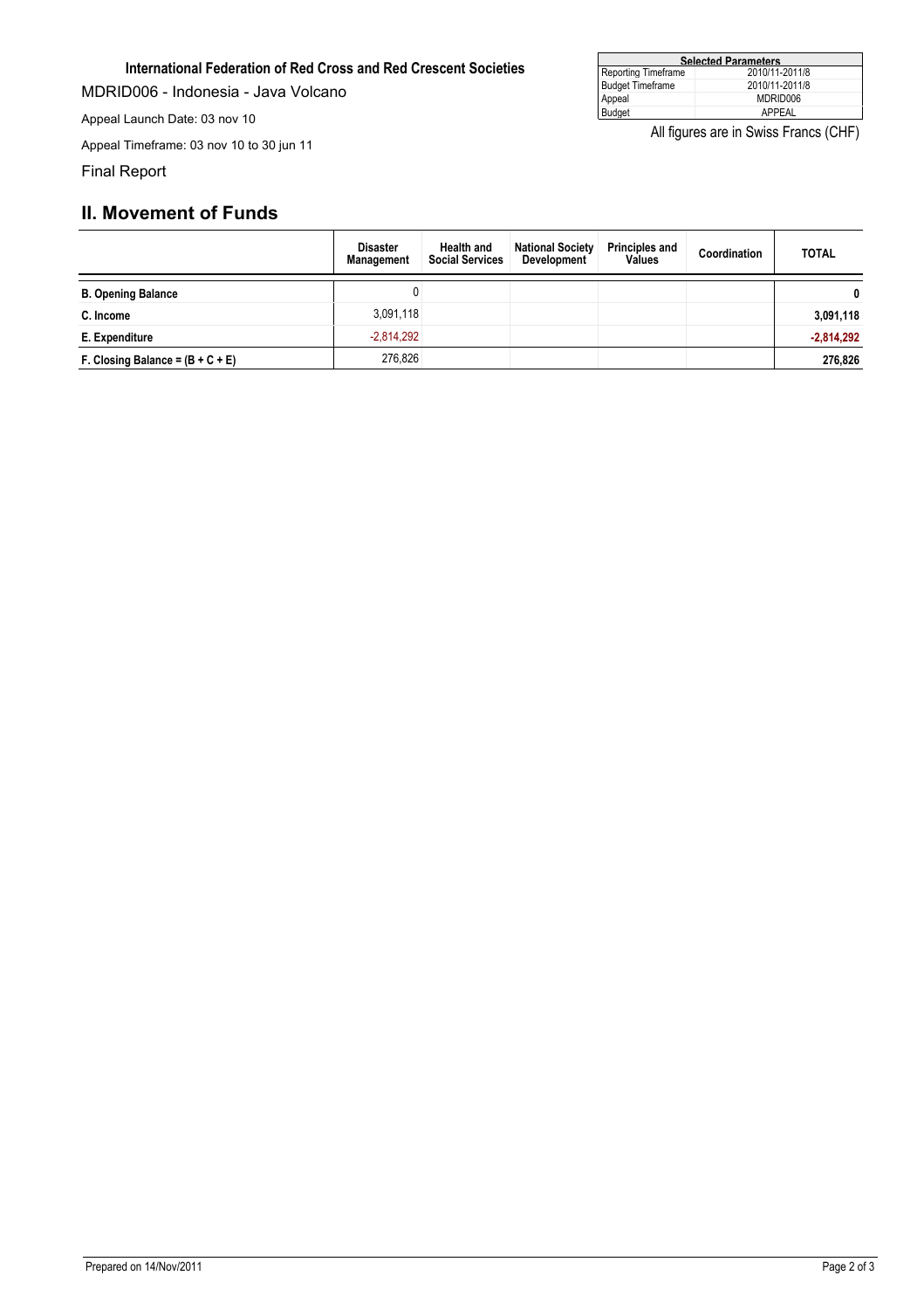**International Federation of Red Cross and Red Crescent Societies**

MDRID006 - Indonesia - Java Volcano

Appeal Launch Date: 03 nov 10

Appeal Timeframe: 03 nov 10 to 30 jun 11

Final Report

| Selected Parameters | |
|---|---|
| Reporting Timeframe | 2010/11-2011/8 |
| Budget Timeframe | 2010/11-2011/8 |
| Appeal | MDRID006 |
| Budget | APPEAL |

All figures are in Swiss Francs (CHF)

## II. Movement of Funds

| | Disaster Management | Health and Social Services | National Society Development | Principles and Values | Coordination | TOTAL |
|---|---|---|---|---|---|---|
| **B. Opening Balance** | 0 | | | | | **0** |
| **C. Income** | 3,091,118 | | | | | **3,091,118** |
| **E. Expenditure** | -2,814,292 | | | | | **-2,814,292** |
| **F. Closing Balance = (B + C + E)** | 276,826 | | | | | **276,826** |

Prepared on 14/Nov/2011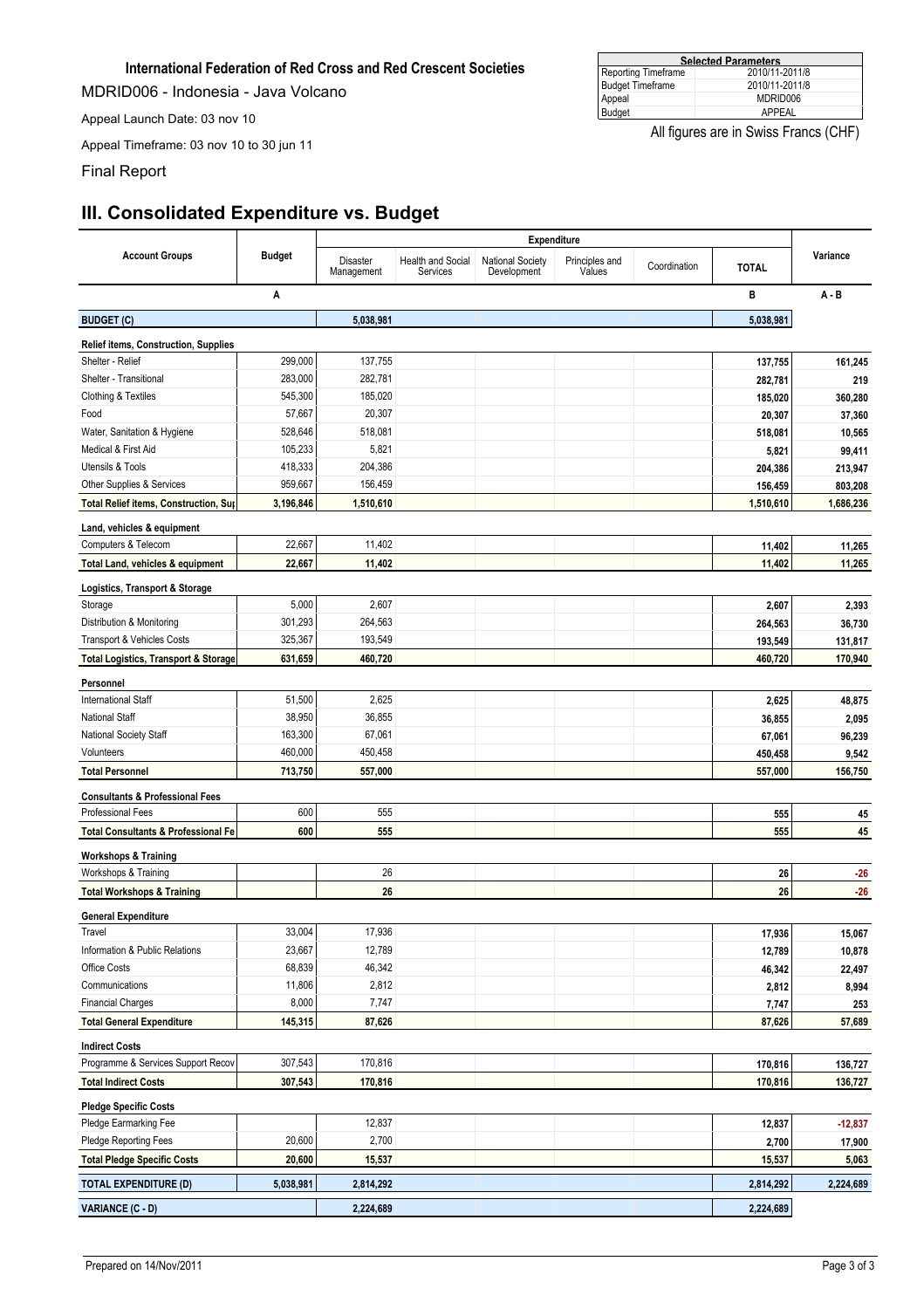**International Federation of Red Cross and Red Crescent Societies**

MDRID006 - Indonesia - Java Volcano

Appeal Launch Date: 03 nov 10

Appeal Timeframe: 03 nov 10 to 30 jun 11

Final Report

| Selected Parameters | |
|---|---|
| Reporting Timeframe | 2010/11-2011/8 |
| Budget Timeframe | 2010/11-2011/8 |
| Appeal | MDRID006 |
| Budget | APPEAL |

All figures are in Swiss Francs (CHF)

## III. Consolidated Expenditure vs. Budget

| Account Groups | Budget | Expenditure | | | | | | Variance |
|---|---|---|---|---|---|---|---|---|
| | | Disaster Management | Health and Social Services | National Society Development | Principles and Values | Coordination | TOTAL | |
| | A | | | | | | B | A - B |
| **BUDGET (C)** | | 5,038,981 | | | | | 5,038,981 | |
| **Relief items, Construction, Supplies** | | | | | | | | |
| Shelter - Relief | 299,000 | 137,755 | | | | | 137,755 | 161,245 |
| Shelter - Transitional | 283,000 | 282,781 | | | | | 282,781 | 219 |
| Clothing & Textiles | 545,300 | 185,020 | | | | | 185,020 | 360,280 |
| Food | 57,667 | 20,307 | | | | | 20,307 | 37,360 |
| Water, Sanitation & Hygiene | 528,646 | 518,081 | | | | | 518,081 | 10,565 |
| Medical & First Aid | 105,233 | 5,821 | | | | | 5,821 | 99,411 |
| Utensils & Tools | 418,333 | 204,386 | | | | | 204,386 | 213,947 |
| Other Supplies & Services | 959,667 | 156,459 | | | | | 156,459 | 803,208 |
| **Total Relief items, Construction, Sup** | **3,196,846** | **1,510,610** | | | | | **1,510,610** | **1,686,236** |
| **Land, vehicles & equipment** | | | | | | | | |
| Computers & Telecom | 22,667 | 11,402 | | | | | 11,402 | 11,265 |
| **Total Land, vehicles & equipment** | **22,667** | **11,402** | | | | | **11,402** | **11,265** |
| **Logistics, Transport & Storage** | | | | | | | | |
| Storage | 5,000 | 2,607 | | | | | 2,607 | 2,393 |
| Distribution & Monitoring | 301,293 | 264,563 | | | | | 264,563 | 36,730 |
| Transport & Vehicles Costs | 325,367 | 193,549 | | | | | 193,549 | 131,817 |
| **Total Logistics, Transport & Storage** | **631,659** | **460,720** | | | | | **460,720** | **170,940** |
| **Personnel** | | | | | | | | |
| International Staff | 51,500 | 2,625 | | | | | 2,625 | 48,875 |
| National Staff | 38,950 | 36,855 | | | | | 36,855 | 2,095 |
| National Society Staff | 163,300 | 67,061 | | | | | 67,061 | 96,239 |
| Volunteers | 460,000 | 450,458 | | | | | 450,458 | 9,542 |
| **Total Personnel** | **713,750** | **557,000** | | | | | **557,000** | **156,750** |
| **Consultants & Professional Fees** | | | | | | | | |
| Professional Fees | 600 | 555 | | | | | 555 | 45 |
| **Total Consultants & Professional Fe** | **600** | **555** | | | | | **555** | **45** |
| **Workshops & Training** | | | | | | | | |
| Workshops & Training | | 26 | | | | | 26 | -26 |
| **Total Workshops & Training** | | **26** | | | | | **26** | **-26** |
| **General Expenditure** | | | | | | | | |
| Travel | 33,004 | 17,936 | | | | | 17,936 | 15,067 |
| Information & Public Relations | 23,667 | 12,789 | | | | | 12,789 | 10,878 |
| Office Costs | 68,839 | 46,342 | | | | | 46,342 | 22,497 |
| Communications | 11,806 | 2,812 | | | | | 2,812 | 8,994 |
| Financial Charges | 8,000 | 7,747 | | | | | 7,747 | 253 |
| **Total General Expenditure** | **145,315** | **87,626** | | | | | **87,626** | **57,689** |
| **Indirect Costs** | | | | | | | | |
| Programme & Services Support Recov | 307,543 | 170,816 | | | | | 170,816 | 136,727 |
| **Total Indirect Costs** | **307,543** | **170,816** | | | | | **170,816** | **136,727** |
| **Pledge Specific Costs** | | | | | | | | |
| Pledge Earmarking Fee | | 12,837 | | | | | 12,837 | -12,837 |
| Pledge Reporting Fees | 20,600 | 2,700 | | | | | 2,700 | 17,900 |
| **Total Pledge Specific Costs** | **20,600** | **15,537** | | | | | **15,537** | **5,063** |
| **TOTAL EXPENDITURE (D)** | **5,038,981** | **2,814,292** | | | | | **2,814,292** | **2,224,689** |
| **VARIANCE (C - D)** | | **2,224,689** | | | | | **2,224,689** | |

Prepared on 14/Nov/2011